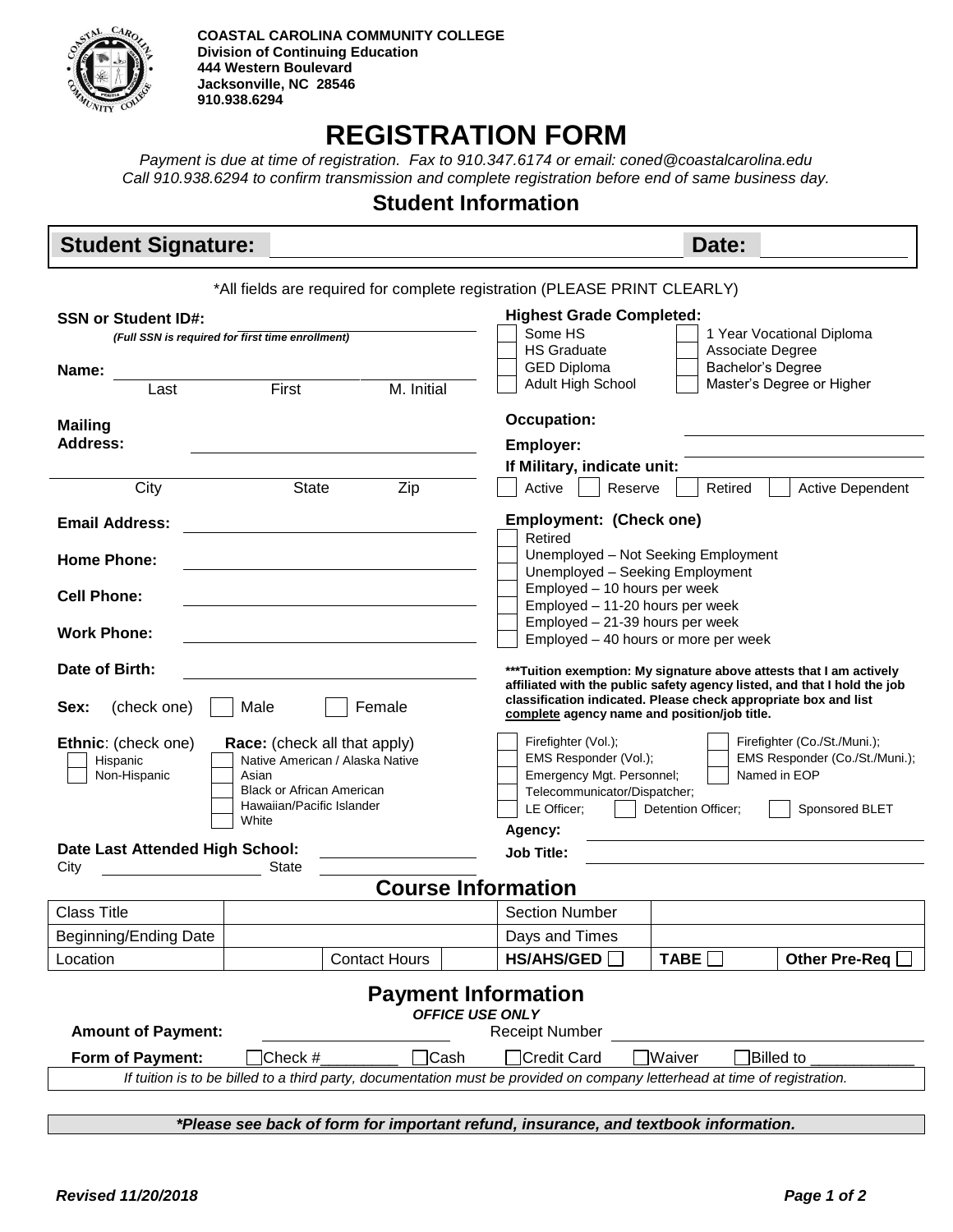**COASTAL CAROLINA COMMUNITY COLLEGE**
**Division of Continuing Education**
**444 Western Boulevard**
**Jacksonville, NC 28546**
**910.938.6294**

# REGISTRATION FORM

*Payment is due at time of registration. Fax to 910.347.6174 or email: coned@coastalcarolina.edu*
*Call 910.938.6294 to confirm transmission and complete registration before end of same business day.*

## Student Information

**Student Signature:** ______________________________ **Date:** ____________

*All fields are required for complete registration (PLEASE PRINT CLEARLY)

**SSN or Student ID#:** ______________________
***(Full SSN is required for first time enrollment)***

**Name:** ______________________________
Last First M. Initial

**Mailing Address:** ______________________________
City State Zip

**Email Address:** ______________________________

**Home Phone:** ______________________________

**Cell Phone:** ______________________________

**Work Phone:** ______________________________

**Date of Birth:** ______________________________

**Sex:** (check one) ☐ Male ☐ Female

**Ethnic**: (check one)
☐ Hispanic
☐ Non-Hispanic

**Race:** (check all that apply)
☐ Native American / Alaska Native
☐ Asian
☐ Black or African American
☐ Hawaiian/Pacific Islander
☐ White

**Date Last Attended High School:** ______________
City ______________ State ______________

**Highest Grade Completed:**
☐ Some HS ☐ 1 Year Vocational Diploma
☐ HS Graduate ☐ Associate Degree
☐ GED Diploma ☐ Bachelor's Degree
☐ Adult High School ☐ Master's Degree or Higher

**Occupation:** ______________________________

**Employer:** ______________________________

**If Military, indicate unit:** ______________________________
☐ Active ☐ Reserve ☐ Retired ☐ Active Dependent

**Employment: (Check one)**
☐ Retired
☐ Unemployed – Not Seeking Employment
☐ Unemployed – Seeking Employment
☐ Employed – 10 hours per week
☐ Employed – 11-20 hours per week
☐ Employed – 21-39 hours per week
☐ Employed – 40 hours or more per week

*****Tuition exemption: My signature above attests that I am actively affiliated with the public safety agency listed, and that I hold the job classification indicated. Please check appropriate box and list complete agency name and position/job title.**

☐ Firefighter (Vol.); ☐ Firefighter (Co./St./Muni.);
☐ EMS Responder (Vol.); ☐ EMS Responder (Co./St./Muni.);
☐ Emergency Mgt. Personnel; ☐ Named in EOP
☐ Telecommunicator/Dispatcher;
☐ LE Officer; ☐ Detention Officer; ☐ Sponsored BLET

**Agency:** ______________________________

**Job Title:** ______________________________

## Course Information

| Class Title | | | | Section Number | | |
|---|---|---|---|---|---|---|
| Beginning/Ending Date | | | | Days and Times | | |
| Location | | Contact Hours | | **HS/AHS/GED** ☐ | **TABE** ☐ | **Other Pre-Req** ☐ |

## Payment Information

***OFFICE USE ONLY***

**Amount of Payment:** ______________ Receipt Number ______________

**Form of Payment:** ☐ Check #________ ☐ Cash ☐ Credit Card ☐ Waiver ☐ Billed to ___________

*If tuition is to be billed to a third party, documentation must be provided on company letterhead at time of registration.*

***\*Please see back of form for important refund, insurance, and textbook information.***

***Revised 11/20/2018***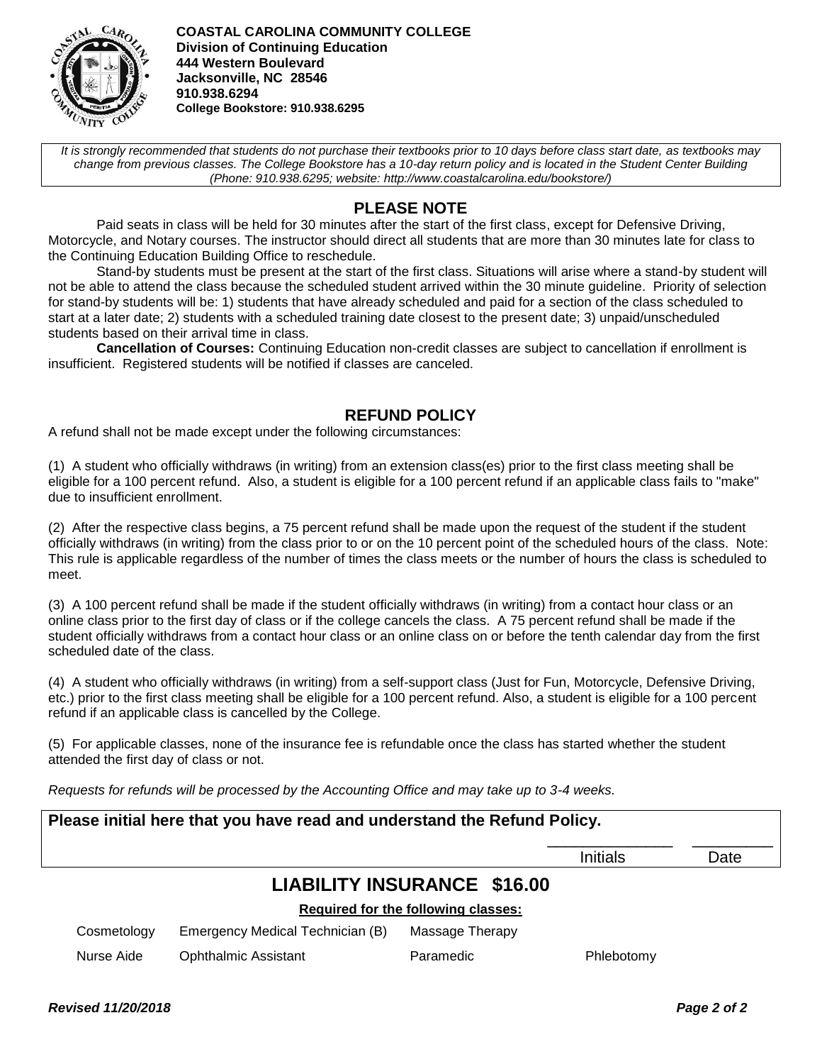**COASTAL CAROLINA COMMUNITY COLLEGE**
**Division of Continuing Education**
**444 Western Boulevard**
**Jacksonville, NC 28546**
**910.938.6294**
**College Bookstore: 910.938.6295**

*It is strongly recommended that students do not purchase their textbooks prior to 10 days before class start date, as textbooks may change from previous classes. The College Bookstore has a 10-day return policy and is located in the Student Center Building (Phone: 910.938.6295; website: http://www.coastalcarolina.edu/bookstore/)*

## PLEASE NOTE

Paid seats in class will be held for 30 minutes after the start of the first class, except for Defensive Driving, Motorcycle, and Notary courses. The instructor should direct all students that are more than 30 minutes late for class to the Continuing Education Building Office to reschedule.

Stand-by students must be present at the start of the first class. Situations will arise where a stand-by student will not be able to attend the class because the scheduled student arrived within the 30 minute guideline. Priority of selection for stand-by students will be: 1) students that have already scheduled and paid for a section of the class scheduled to start at a later date; 2) students with a scheduled training date closest to the present date; 3) unpaid/unscheduled students based on their arrival time in class.

**Cancellation of Courses:** Continuing Education non-credit classes are subject to cancellation if enrollment is insufficient. Registered students will be notified if classes are canceled.

## REFUND POLICY

A refund shall not be made except under the following circumstances:

(1) A student who officially withdraws (in writing) from an extension class(es) prior to the first class meeting shall be eligible for a 100 percent refund. Also, a student is eligible for a 100 percent refund if an applicable class fails to "make" due to insufficient enrollment.

(2) After the respective class begins, a 75 percent refund shall be made upon the request of the student if the student officially withdraws (in writing) from the class prior to or on the 10 percent point of the scheduled hours of the class. Note: This rule is applicable regardless of the number of times the class meets or the number of hours the class is scheduled to meet.

(3) A 100 percent refund shall be made if the student officially withdraws (in writing) from a contact hour class or an online class prior to the first day of class or if the college cancels the class. A 75 percent refund shall be made if the student officially withdraws from a contact hour class or an online class on or before the tenth calendar day from the first scheduled date of the class.

(4) A student who officially withdraws (in writing) from a self-support class (Just for Fun, Motorcycle, Defensive Driving, etc.) prior to the first class meeting shall be eligible for a 100 percent refund. Also, a student is eligible for a 100 percent refund if an applicable class is cancelled by the College.

(5) For applicable classes, none of the insurance fee is refundable once the class has started whether the student attended the first day of class or not.

*Requests for refunds will be processed by the Accounting Office and may take up to 3-4 weeks.*

**Please initial here that you have read and understand the Refund Policy.**

_______________ Initials _________ Date

## LIABILITY INSURANCE $16.00

**Required for the following classes:**

| | | | |
|---|---|---|---|
| Cosmetology | Emergency Medical Technician (B) | Massage Therapy | |
| Nurse Aide | Ophthalmic Assistant | Paramedic | Phlebotomy |

***Revised 11/20/2018***